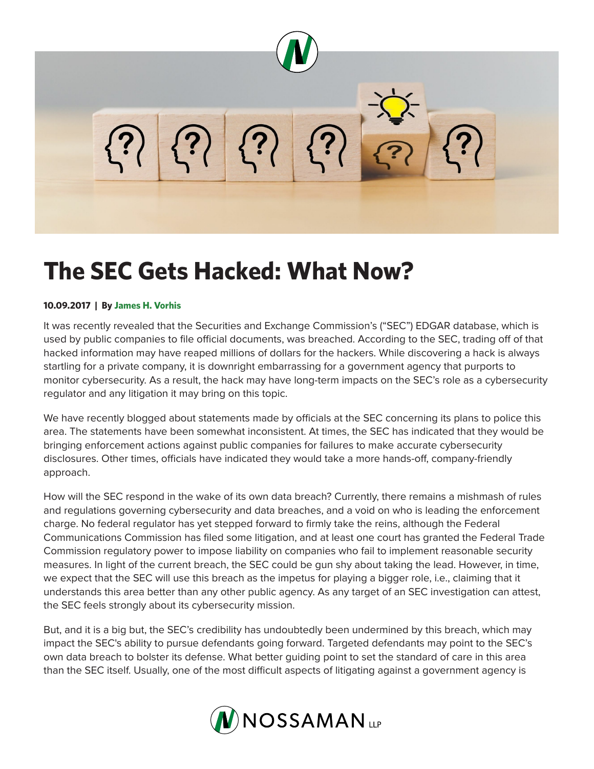# The SEC Gets Hacked: What Now?

**10.09.2017 | By James H. Vorhis**

It was recently revealed that the Securities and Exchange Commission's ("SEC") EDGAR database, which is used by public companies to file official documents, was breached. According to the SEC, trading off of that hacked information may have reaped millions of dollars for the hackers. While discovering a hack is always startling for a private company, it is downright embarrassing for a government agency that purports to monitor cybersecurity. As a result, the hack may have long-term impacts on the SEC's role as a cybersecurity regulator and any litigation it may bring on this topic.

We have recently blogged about statements made by officials at the SEC concerning its plans to police this area. The statements have been somewhat inconsistent. At times, the SEC has indicated that they would be bringing enforcement actions against public companies for failures to make accurate cybersecurity disclosures. Other times, officials have indicated they would take a more hands-off, company-friendly approach.

How will the SEC respond in the wake of its own data breach? Currently, there remains a mishmash of rules and regulations governing cybersecurity and data breaches, and a void on who is leading the enforcement charge. No federal regulator has yet stepped forward to firmly take the reins, although the Federal Communications Commission has filed some litigation, and at least one court has granted the Federal Trade Commission regulatory power to impose liability on companies who fail to implement reasonable security measures. In light of the current breach, the SEC could be gun shy about taking the lead. However, in time, we expect that the SEC will use this breach as the impetus for playing a bigger role, i.e., claiming that it understands this area better than any other public agency. As any target of an SEC investigation can attest, the SEC feels strongly about its cybersecurity mission.

But, and it is a big but, the SEC's credibility has undoubtedly been undermined by this breach, which may impact the SEC's ability to pursue defendants going forward. Targeted defendants may point to the SEC's own data breach to bolster its defense. What better guiding point to set the standard of care in this area than the SEC itself. Usually, one of the most difficult aspects of litigating against a government agency is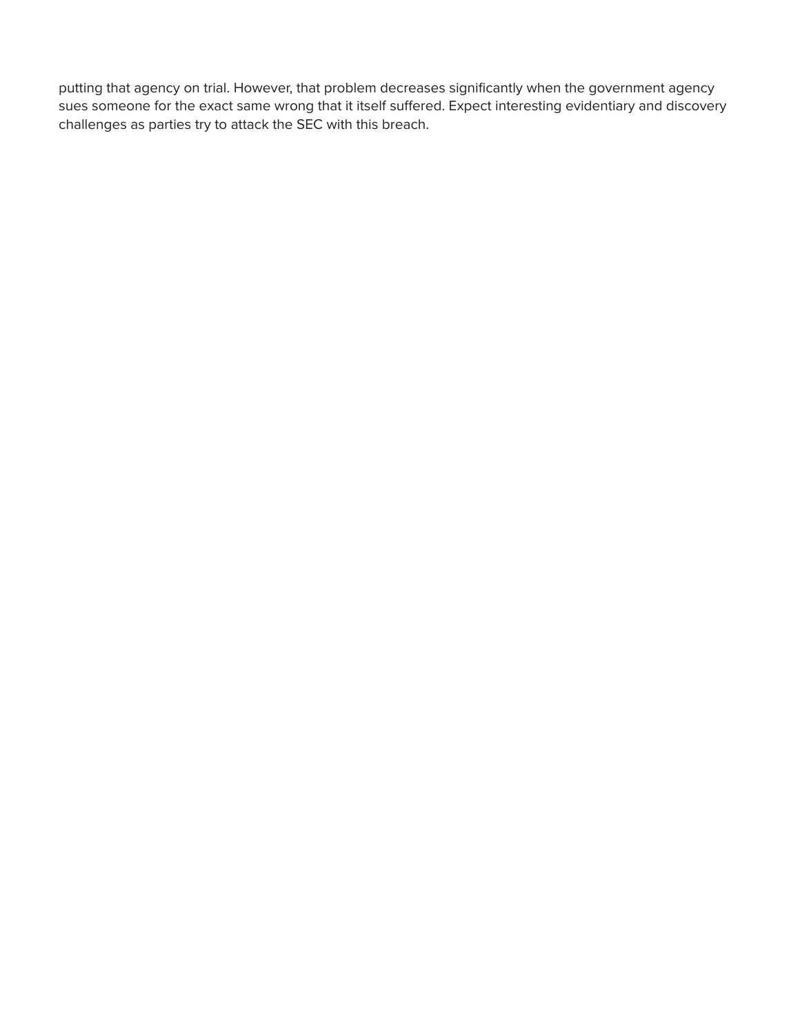putting that agency on trial. However, that problem decreases significantly when the government agency sues someone for the exact same wrong that it itself suffered. Expect interesting evidentiary and discovery challenges as parties try to attack the SEC with this breach.